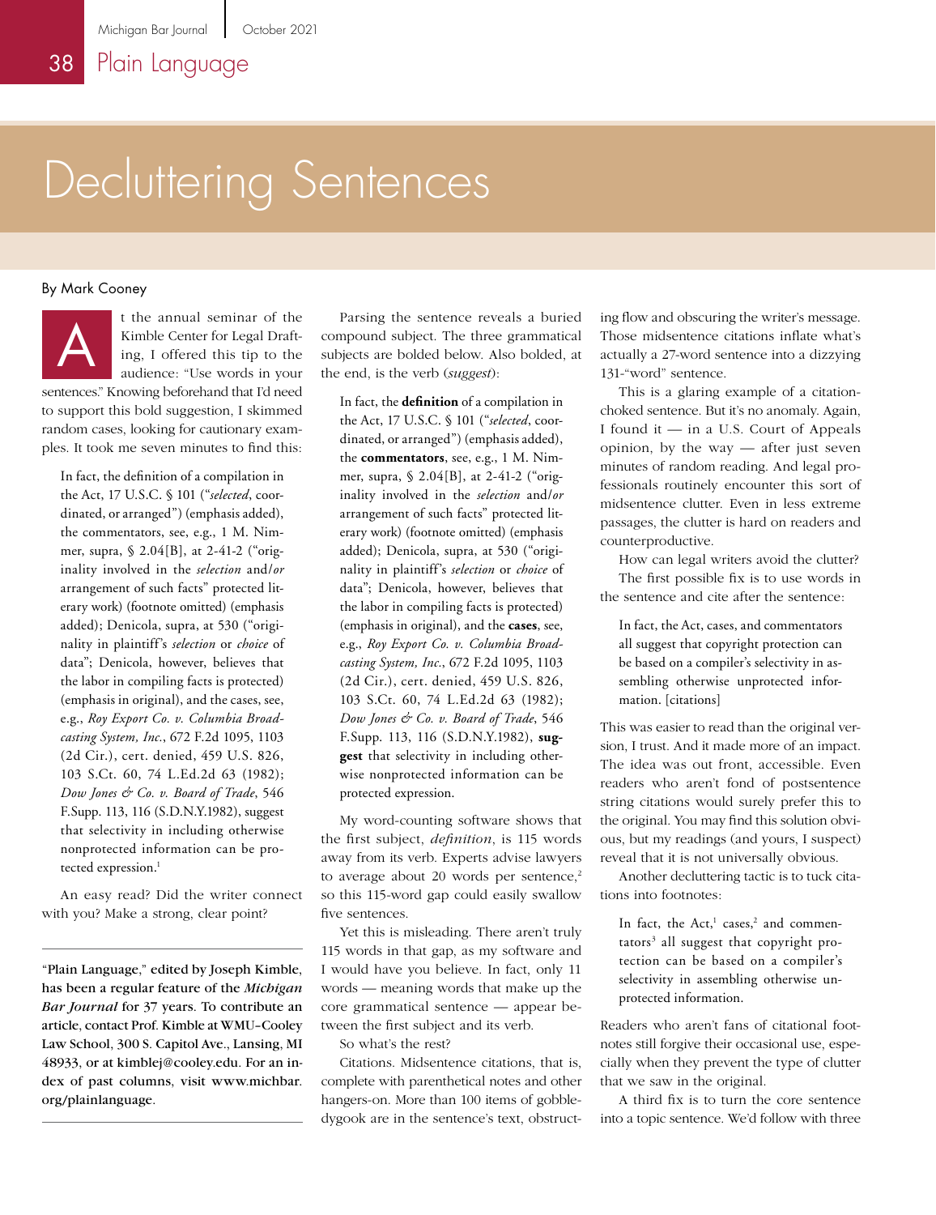# Decluttering Sentences

By Mark Cooney

At the annual seminar of the Kimble Center for Legal Drafting, I offered this tip to the audience: "Use words in your sentences." Knowing beforehand that I'd need to support this bold suggestion, I skimmed random cases, looking for cautionary examples. It took me seven minutes to find this:

> In fact, the definition of a compilation in the Act, 17 U.S.C. § 101 ("*selected*, coordinated, or arranged") (emphasis added), the commentators, see, e.g., 1 M. Nimmer, supra, § 2.04[B], at 2-41-2 ("originality involved in the *selection* and/*or* arrangement of such facts" protected literary work) (footnote omitted) (emphasis added); Denicola, supra, at 530 ("originality in plaintiff's *selection* or *choice* of data"; Denicola, however, believes that the labor in compiling facts is protected) (emphasis in original), and the cases, see, e.g., *Roy Export Co. v. Columbia Broadcasting System, Inc.*, 672 F.2d 1095, 1103 (2d Cir.), cert. denied, 459 U.S. 826, 103 S.Ct. 60, 74 L.Ed.2d 63 (1982); *Dow Jones & Co. v. Board of Trade*, 546 F.Supp. 113, 116 (S.D.N.Y.1982), suggest that selectivity in including otherwise nonprotected information can be protected expression.[1]

An easy read? Did the writer connect with you? Make a strong, clear point?

---

"Plain Language," edited by Joseph Kimble, has been a regular feature of the *Michigan Bar Journal* for 37 years. To contribute an article, contact Prof. Kimble at WMU-Cooley Law School, 300 S. Capitol Ave., Lansing, MI 48933, or at kimblej@cooley.edu. For an index of past columns, visit www.michbar.org/plainlanguage.

---

Parsing the sentence reveals a buried compound subject. The three grammatical subjects are bolded below. Also bolded, at the end, is the verb (*suggest*):

> In fact, the **definition** of a compilation in the Act, 17 U.S.C. § 101 ("*selected*, coordinated, or arranged") (emphasis added), the **commentators**, see, e.g., 1 M. Nimmer, supra, § 2.04[B], at 2-41-2 ("originality involved in the *selection* and/*or* arrangement of such facts" protected literary work) (footnote omitted) (emphasis added); Denicola, supra, at 530 ("originality in plaintiff's *selection* or *choice* of data"; Denicola, however, believes that the labor in compiling facts is protected) (emphasis in original), and the **cases**, see, e.g., *Roy Export Co. v. Columbia Broadcasting System, Inc.*, 672 F.2d 1095, 1103 (2d Cir.), cert. denied, 459 U.S. 826, 103 S.Ct. 60, 74 L.Ed.2d 63 (1982); *Dow Jones & Co. v. Board of Trade*, 546 F.Supp. 113, 116 (S.D.N.Y.1982), **suggest** that selectivity in including otherwise nonprotected information can be protected expression.

My word-counting software shows that the first subject, *definition*, is 115 words away from its verb. Experts advise lawyers to average about 20 words per sentence,[2] so this 115-word gap could easily swallow five sentences.

Yet this is misleading. There aren't truly 115 words in that gap, as my software and I would have you believe. In fact, only 11 words — meaning words that make up the core grammatical sentence — appear between the first subject and its verb.

So what's the rest?

Citations. Midsentence citations, that is, complete with parenthetical notes and other hangers-on. More than 100 items of gobbledygook are in the sentence's text, obstructing flow and obscuring the writer's message. Those midsentence citations inflate what's actually a 27-word sentence into a dizzying 131-"word" sentence.

This is a glaring example of a citation-choked sentence. But it's no anomaly. Again, I found it — in a U.S. Court of Appeals opinion, by the way — after just seven minutes of random reading. And legal professionals routinely encounter this sort of midsentence clutter. Even in less extreme passages, the clutter is hard on readers and counterproductive.

How can legal writers avoid the clutter?

The first possible fix is to use words in the sentence and cite after the sentence:

> In fact, the Act, cases, and commentators all suggest that copyright protection can be based on a compiler's selectivity in assembling otherwise unprotected information. [citations]

This was easier to read than the original version, I trust. And it made more of an impact. The idea was out front, accessible. Even readers who aren't fond of postsentence string citations would surely prefer this to the original. You may find this solution obvious, but my readings (and yours, I suspect) reveal that it is not universally obvious.

Another decluttering tactic is to tuck citations into footnotes:

> In fact, the Act,[1] cases,[2] and commentators[3] all suggest that copyright protection can be based on a compiler's selectivity in assembling otherwise unprotected information.

Readers who aren't fans of citational footnotes still forgive their occasional use, especially when they prevent the type of clutter that we saw in the original.

A third fix is to turn the core sentence into a topic sentence. We'd follow with three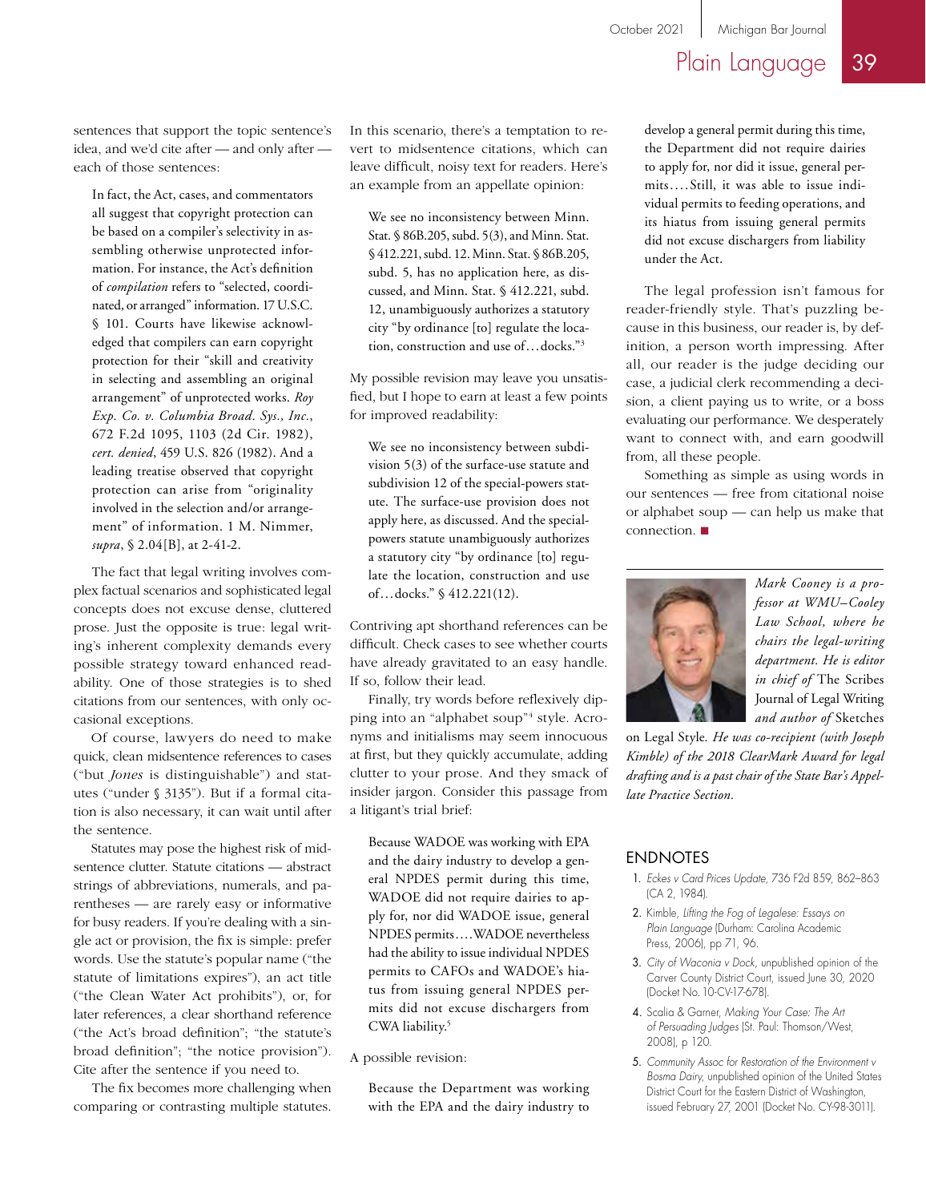sentences that support the topic sentence's idea, and we'd cite after — and only after — each of those sentences:

> In fact, the Act, cases, and commentators all suggest that copyright protection can be based on a compiler's selectivity in assembling otherwise unprotected information. For instance, the Act's definition of *compilation* refers to "selected, coordinated, or arranged" information. 17 U.S.C. § 101. Courts have likewise acknowledged that compilers can earn copyright protection for their "skill and creativity in selecting and assembling an original arrangement" of unprotected works. *Roy Exp. Co. v. Columbia Broad. Sys., Inc.*, 672 F.2d 1095, 1103 (2d Cir. 1982), *cert. denied*, 459 U.S. 826 (1982). And a leading treatise observed that copyright protection can arise from "originality involved in the selection and/or arrangement" of information. 1 M. Nimmer, *supra*, § 2.04[B], at 2-41-2.

The fact that legal writing involves complex factual scenarios and sophisticated legal concepts does not excuse dense, cluttered prose. Just the opposite is true: legal writing's inherent complexity demands every possible strategy toward enhanced readability. One of those strategies is to shed citations from our sentences, with only occasional exceptions.

Of course, lawyers do need to make quick, clean midsentence references to cases ("but *Jones* is distinguishable") and statutes ("under § 3135"). But if a formal citation is also necessary, it can wait until after the sentence.

Statutes may pose the highest risk of midsentence clutter. Statute citations — abstract strings of abbreviations, numerals, and parentheses — are rarely easy or informative for busy readers. If you're dealing with a single act or provision, the fix is simple: prefer words. Use the statute's popular name ("the statute of limitations expires"), an act title ("the Clean Water Act prohibits"), or, for later references, a clear shorthand reference ("the Act's broad definition"; "the statute's broad definition"; "the notice provision"). Cite after the sentence if you need to.

The fix becomes more challenging when comparing or contrasting multiple statutes. In this scenario, there's a temptation to revert to midsentence citations, which can leave difficult, noisy text for readers. Here's an example from an appellate opinion:

> We see no inconsistency between Minn. Stat. § 86B.205, subd. 5(3), and Minn. Stat. § 412.221, subd. 12. Minn. Stat. § 86B.205, subd. 5, has no application here, as discussed, and Minn. Stat. § 412.221, subd. 12, unambiguously authorizes a statutory city "by ordinance [to] regulate the location, construction and use of…docks."[3]

My possible revision may leave you unsatisfied, but I hope to earn at least a few points for improved readability:

> We see no inconsistency between subdivision 5(3) of the surface-use statute and subdivision 12 of the special-powers statute. The surface-use provision does not apply here, as discussed. And the special-powers statute unambiguously authorizes a statutory city "by ordinance [to] regulate the location, construction and use of…docks." § 412.221(12).

Contriving apt shorthand references can be difficult. Check cases to see whether courts have already gravitated to an easy handle. If so, follow their lead.

Finally, try words before reflexively dipping into an "alphabet soup"[4] style. Acronyms and initialisms may seem innocuous at first, but they quickly accumulate, adding clutter to your prose. And they smack of insider jargon. Consider this passage from a litigant's trial brief:

> Because WADOE was working with EPA and the dairy industry to develop a general NPDES permit during this time, WADOE did not require dairies to apply for, nor did WADOE issue, general NPDES permits….WADOE nevertheless had the ability to issue individual NPDES permits to CAFOs and WADOE's hiatus from issuing general NPDES permits did not excuse dischargers from CWA liability.[5]

A possible revision:

> Because the Department was working with the EPA and the dairy industry to develop a general permit during this time, the Department did not require dairies to apply for, nor did it issue, general permits….Still, it was able to issue individual permits to feeding operations, and its hiatus from issuing general permits did not excuse dischargers from liability under the Act.

The legal profession isn't famous for reader-friendly style. That's puzzling because in this business, our reader is, by definition, a person worth impressing. After all, our reader is the judge deciding our case, a judicial clerk recommending a decision, a client paying us to write, or a boss evaluating our performance. We desperately want to connect with, and earn goodwill from, all these people.

Something as simple as using words in our sentences — free from citational noise or alphabet soup — can help us make that connection. ■

*Mark Cooney is a professor at WMU–Cooley Law School, where he chairs the legal-writing department. He is editor in chief of* The Scribes Journal of Legal Writing *and author of* Sketches on Legal Style. *He was co-recipient (with Joseph Kimble) of the 2018 ClearMark Award for legal drafting and is a past chair of the State Bar's Appellate Practice Section.*

## ENDNOTES

1. *Eckes v Card Prices Update*, 736 F2d 859, 862–863 (CA 2, 1984).
2. Kimble, *Lifting the Fog of Legalese: Essays on Plain Language* (Durham: Carolina Academic Press, 2006), pp 71, 96.
3. *City of Waconia v Dock*, unpublished opinion of the Carver County District Court, issued June 30, 2020 (Docket No. 10-CV-17-678).
4. Scalia & Garner, *Making Your Case: The Art of Persuading Judges* (St. Paul: Thomson/West, 2008), p 120.
5. *Community Assoc for Restoration of the Environment v Bosma Dairy*, unpublished opinion of the United States District Court for the Eastern District of Washington, issued February 27, 2001 (Docket No. CY-98-3011).